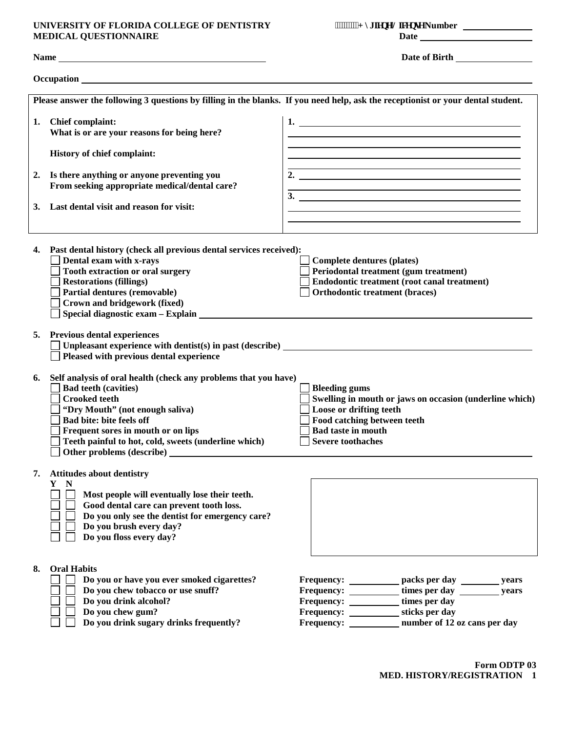**UNIVERSITY OF FLORIDA COLLEGE OF DENTISTRY**
**MEDICAL QUESTIONNAIRE**

Hygiene License Number ______________
Date ______________

**Name** ____________________________ **Date of Birth** ______________

**Occupation** ____________________________

**Please answer the following 3 questions by filling in the blanks. If you need help, ask the receptionist or your dental student.**

1. **Chief complaint:**
   **What is or are your reasons for being here?**

   **History of chief complaint:**

2. **Is there anything or anyone preventing you From seeking appropriate medical/dental care?**

3. **Last dental visit and reason for visit:**

1. ____________________________
2. ____________________________
3. ____________________________

4. **Past dental history (check all previous dental services received):**
   - ☐ Dental exam with x-rays
   - ☐ Tooth extraction or oral surgery
   - ☐ Restorations (fillings)
   - ☐ Partial dentures (removable)
   - ☐ Crown and bridgework (fixed)
   - ☐ Complete dentures (plates)
   - ☐ Periodontal treatment (gum treatment)
   - ☐ Endodontic treatment (root canal treatment)
   - ☐ Orthodontic treatment (braces)
   - ☐ Special diagnostic exam – Explain ______________

5. **Previous dental experiences**
   - ☐ Unpleasant experience with dentist(s) in past (describe) ______________
   - ☐ Pleased with previous dental experience

6. **Self analysis of oral health (check any problems that you have)**
   - ☐ Bad teeth (cavities)
   - ☐ Crooked teeth
   - ☐ "Dry Mouth" (not enough saliva)
   - ☐ Bad bite: bite feels off
   - ☐ Frequent sores in mouth or on lips
   - ☐ Teeth painful to hot, cold, sweets (underline which)
   - ☐ Bleeding gums
   - ☐ Swelling in mouth or jaws on occasion (underline which)
   - ☐ Loose or drifting teeth
   - ☐ Food catching between teeth
   - ☐ Bad taste in mouth
   - ☐ Severe toothaches
   - ☐ Other problems (describe) ______________

7. **Attitudes about dentistry**

| Y | N | |
|---|---|---|
| ☐ | ☐ | Most people will eventually lose their teeth. |
| ☐ | ☐ | Good dental care can prevent tooth loss. |
| ☐ | ☐ | Do you only see the dentist for emergency care? |
| ☐ | ☐ | Do you brush every day? |
| ☐ | ☐ | Do you floss every day? |

8. **Oral Habits**

| Y | N | | |
|---|---|---|---|
| ☐ | ☐ | Do you or have you ever smoked cigarettes? | Frequency: ________ packs per day ________ years |
| ☐ | ☐ | Do you chew tobacco or use snuff? | Frequency: ________ times per day ________ years |
| ☐ | ☐ | Do you drink alcohol? | Frequency: ________ times per day |
| ☐ | ☐ | Do you chew gum? | Frequency: ________ sticks per day |
| ☐ | ☐ | Do you drink sugary drinks frequently? | Frequency: ________ number of 12 oz cans per day |

**Form ODTP 03**
**MED. HISTORY/REGISTRATION 1**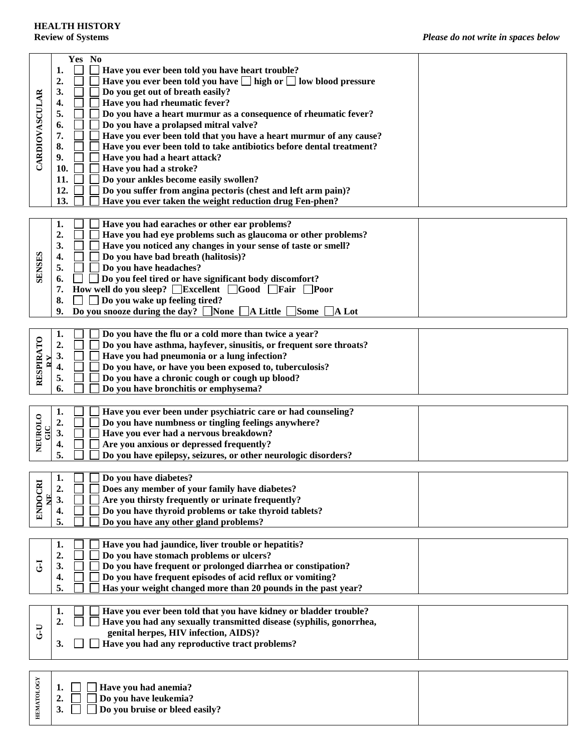**HEALTH HISTORY**
**Review of Systems**

*Please do not write in spaces below*

| | Yes / No | |
|---|---|---|
| **CARDIOVASCULAR** | **1. ☐ ☐ Have you ever been told you have heart trouble?**<br>**2. ☐ ☐ Have you ever been told you have ☐ high or ☐ low blood pressure**<br>**3. ☐ ☐ Do you get out of breath easily?**<br>**4. ☐ ☐ Have you had rheumatic fever?**<br>**5. ☐ ☐ Do you have a heart murmur as a consequence of rheumatic fever?**<br>**6. ☐ ☐ Do you have a prolapsed mitral valve?**<br>**7. ☐ ☐ Have you ever been told that you have a heart murmur of any cause?**<br>**8. ☐ ☐ Have you ever been told to take antibiotics before dental treatment?**<br>**9. ☐ ☐ Have you had a heart attack?**<br>**10. ☐ ☐ Have you had a stroke?**<br>**11. ☐ ☐ Do your ankles become easily swollen?**<br>**12. ☐ ☐ Do you suffer from angina pectoris (chest and left arm pain)?**<br>**13. ☐ ☐ Have you ever taken the weight reduction drug Fen-phen?** | |
| **SENSES** | **1. ☐ ☐ Have you had earaches or other ear problems?**<br>**2. ☐ ☐ Have you had eye problems such as glaucoma or other problems?**<br>**3. ☐ ☐ Have you noticed any changes in your sense of taste or smell?**<br>**4. ☐ ☐ Do you have bad breath (halitosis)?**<br>**5. ☐ ☐ Do you have headaches?**<br>**6. ☐ ☐ Do you feel tired or have significant body discomfort?**<br>**7. How well do you sleep? ☐ Excellent ☐ Good ☐ Fair ☐ Poor**<br>**8. ☐ ☐ Do you wake up feeling tired?**<br>**9. Do you snooze during the day? ☐ None ☐ A Little ☐ Some ☐ A Lot** | |
| **RESPIRATORY** | **1. ☐ ☐ Do you have the flu or a cold more than twice a year?**<br>**2. ☐ ☐ Do you have asthma, hayfever, sinusitis, or frequent sore throats?**<br>**3. ☐ ☐ Have you had pneumonia or a lung infection?**<br>**4. ☐ ☐ Do you have, or have you been exposed to, tuberculosis?**<br>**5. ☐ ☐ Do you have a chronic cough or cough up blood?**<br>**6. ☐ ☐ Do you have bronchitis or emphysema?** | |
| **NEUROLOGIC** | **1. ☐ ☐ Have you ever been under psychiatric care or had counseling?**<br>**2. ☐ ☐ Do you have numbness or tingling feelings anywhere?**<br>**3. ☐ ☐ Have you ever had a nervous breakdown?**<br>**4. ☐ ☐ Are you anxious or depressed frequently?**<br>**5. ☐ ☐ Do you have epilepsy, seizures, or other neurologic disorders?** | |
| **ENDOCRINE** | **1. ☐ ☐ Do you have diabetes?**<br>**2. ☐ ☐ Does any member of your family have diabetes?**<br>**3. ☐ ☐ Are you thirsty frequently or urinate frequently?**<br>**4. ☐ ☐ Do you have thyroid problems or take thyroid tablets?**<br>**5. ☐ ☐ Do you have any other gland problems?** | |
| **G-I** | **1. ☐ ☐ Have you had jaundice, liver trouble or hepatitis?**<br>**2. ☐ ☐ Do you have stomach problems or ulcers?**<br>**3. ☐ ☐ Do you have frequent or prolonged diarrhea or constipation?**<br>**4. ☐ ☐ Do you have frequent episodes of acid reflux or vomiting?**<br>**5. ☐ ☐ Has your weight changed more than 20 pounds in the past year?** | |
| **G-U** | **1. ☐ ☐ Have you ever been told that you have kidney or bladder trouble?**<br>**2. ☐ ☐ Have you had any sexually transmitted disease (syphilis, gonorrhea, genital herpes, HIV infection, AIDS)?**<br>**3. ☐ ☐ Have you had any reproductive tract problems?** | |
| **HEMATOLOGY** | **1. ☐ ☐ Have you had anemia?**<br>**2. ☐ ☐ Do you have leukemia?**<br>**3. ☐ ☐ Do you bruise or bleed easily?** | |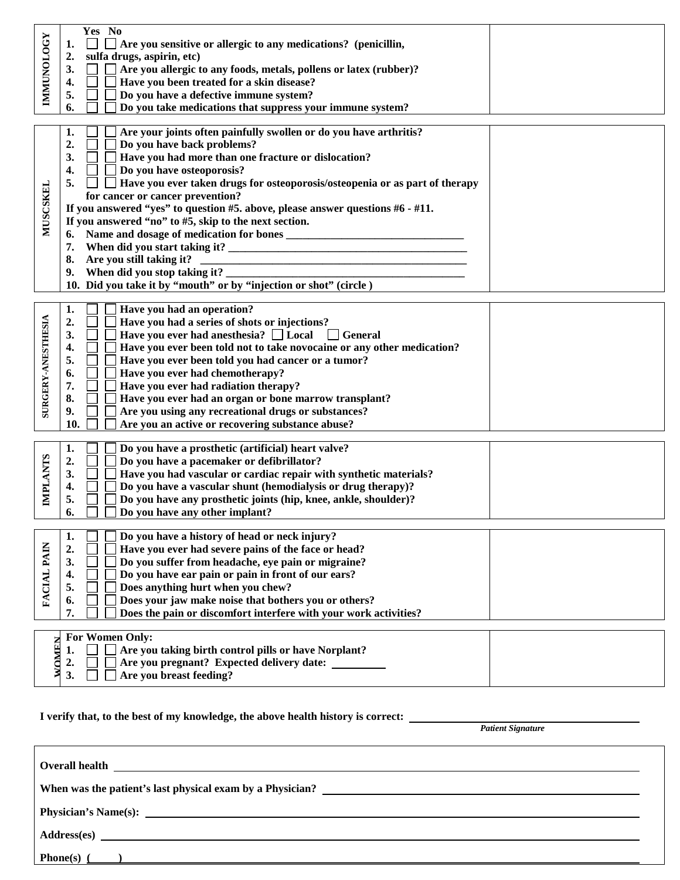| IMMUNOLOGY | | |
|---|---|---|
| | **Yes No** | |
| | **1. ☐ ☐ Are you sensitive or allergic to any medications? (penicillin,** | |
| | **2. sulfa drugs, aspirin, etc)** | |
| | **3. ☐ ☐ Are you allergic to any foods, metals, pollens or latex (rubber)?** | |
| | **4. ☐ ☐ Have you been treated for a skin disease?** | |
| | **5. ☐ ☐ Do you have a defective immune system?** | |
| | **6. ☐ ☐ Do you take medications that suppress your immune system?** | |

| MUSCSKEL | | |
|---|---|---|
| | **1. ☐ ☐ Are your joints often painfully swollen or do you have arthritis?** | |
| | **2. ☐ ☐ Do you have back problems?** | |
| | **3. ☐ ☐ Have you had more than one fracture or dislocation?** | |
| | **4. ☐ ☐ Do you have osteoporosis?** | |
| | **5. ☐ ☐ Have you ever taken drugs for osteoporosis/osteopenia or as part of therapy for cancer or cancer prevention?** | |
| | **If you answered "yes" to question #5. above, please answer questions #6 - #11.** | |
| | **If you answered "no" to #5, skip to the next section.** | |
| | **6. Name and dosage of medication for bones \_\_\_\_\_\_\_\_\_\_\_\_\_\_\_\_\_\_\_\_\_\_\_\_\_\_\_\_\_\_\_\_** | |
| | **7. When did you start taking it? \_\_\_\_\_\_\_\_\_\_\_\_\_\_\_\_\_\_\_\_\_\_\_\_\_\_\_\_\_\_\_\_\_\_\_\_\_\_\_\_\_\_\_\_** | |
| | **8. Are you still taking it? \_\_\_\_\_\_\_\_\_\_\_\_\_\_\_\_\_\_\_\_\_\_\_\_\_\_\_\_\_\_\_\_\_\_\_\_\_\_\_\_\_\_\_\_\_\_** | |
| | **9. When did you stop taking it? \_\_\_\_\_\_\_\_\_\_\_\_\_\_\_\_\_\_\_\_\_\_\_\_\_\_\_\_\_\_\_\_\_\_\_\_\_\_\_\_\_\_\_\_** | |
| | **10. Did you take it by "mouth" or by "injection or shot" (circle )** | |

| SURGERY-ANESTHESIA | | |
|---|---|---|
| | **1. ☐ ☐ Have you had an operation?** | |
| | **2. ☐ ☐ Have you had a series of shots or injections?** | |
| | **3. ☐ ☐ Have you ever had anesthesia? ☐ Local ☐ General** | |
| | **4. ☐ ☐ Have you ever been told not to take novocaine or any other medication?** | |
| | **5. ☐ ☐ Have you ever been told you had cancer or a tumor?** | |
| | **6. ☐ ☐ Have you ever had chemotherapy?** | |
| | **7. ☐ ☐ Have you ever had radiation therapy?** | |
| | **8. ☐ ☐ Have you ever had an organ or bone marrow transplant?** | |
| | **9. ☐ ☐ Are you using any recreational drugs or substances?** | |
| | **10. ☐ ☐ Are you an active or recovering substance abuse?** | |

| IMPLANTS | | |
|---|---|---|
| | **1. ☐ ☐ Do you have a prosthetic (artificial) heart valve?** | |
| | **2. ☐ ☐ Do you have a pacemaker or defibrillator?** | |
| | **3. ☐ ☐ Have you had vascular or cardiac repair with synthetic materials?** | |
| | **4. ☐ ☐ Do you have a vascular shunt (hemodialysis or drug therapy)?** | |
| | **5. ☐ ☐ Do you have any prosthetic joints (hip, knee, ankle, shoulder)?** | |
| | **6. ☐ ☐ Do you have any other implant?** | |

| FACIAL PAIN | | |
|---|---|---|
| | **1. ☐ ☐ Do you have a history of head or neck injury?** | |
| | **2. ☐ ☐ Have you ever had severe pains of the face or head?** | |
| | **3. ☐ ☐ Do you suffer from headache, eye pain or migraine?** | |
| | **4. ☐ ☐ Do you have ear pain or pain in front of our ears?** | |
| | **5. ☐ ☐ Does anything hurt when you chew?** | |
| | **6. ☐ ☐ Does your jaw make noise that bothers you or others?** | |
| | **7. ☐ ☐ Does the pain or discomfort interfere with your work activities?** | |

| WOMEN | | |
|---|---|---|
| | **For Women Only:** | |
| | **1. ☐ ☐ Are you taking birth control pills or have Norplant?** | |
| | **2. ☐ ☐ Are you pregnant? Expected delivery date: \_\_\_\_\_\_\_\_\_\_** | |
| | **3. ☐ ☐ Are you breast feeding?** | |

**I verify that, to the best of my knowledge, the above health history is correct:** \_\_\_\_\_\_\_\_\_\_\_\_\_\_\_\_\_\_\_\_\_\_\_\_\_\_\_\_\_\_\_\_\_\_\_\_\_\_\_\_

***Patient Signature***

**Overall health** \_\_\_\_\_\_\_\_\_\_\_\_\_\_\_\_\_\_\_\_\_\_\_\_\_\_\_\_\_\_\_\_\_\_\_\_\_\_\_\_\_\_\_\_\_\_\_\_\_\_\_\_\_\_\_\_\_\_\_\_\_\_\_\_\_\_

**When was the patient's last physical exam by a Physician?** \_\_\_\_\_\_\_\_\_\_\_\_\_\_\_\_\_\_\_\_\_\_\_\_\_\_\_\_\_\_\_\_\_\_\_\_\_\_

**Physician's Name(s):** \_\_\_\_\_\_\_\_\_\_\_\_\_\_\_\_\_\_\_\_\_\_\_\_\_\_\_\_\_\_\_\_\_\_\_\_\_\_\_\_\_\_\_\_\_\_\_\_\_\_\_\_\_\_\_\_\_\_\_\_\_\_\_

**Address(es)** \_\_\_\_\_\_\_\_\_\_\_\_\_\_\_\_\_\_\_\_\_\_\_\_\_\_\_\_\_\_\_\_\_\_\_\_\_\_\_\_\_\_\_\_\_\_\_\_\_\_\_\_\_\_\_\_\_\_\_\_\_\_\_\_\_\_\_\_\_

**Phone(s) (\_\_\_\_\_)** \_\_\_\_\_\_\_\_\_\_\_\_\_\_\_\_\_\_\_\_\_\_\_\_\_\_\_\_\_\_\_\_\_\_\_\_\_\_\_\_\_\_\_\_\_\_\_\_\_\_\_\_\_\_\_\_\_\_\_\_\_\_\_\_\_\_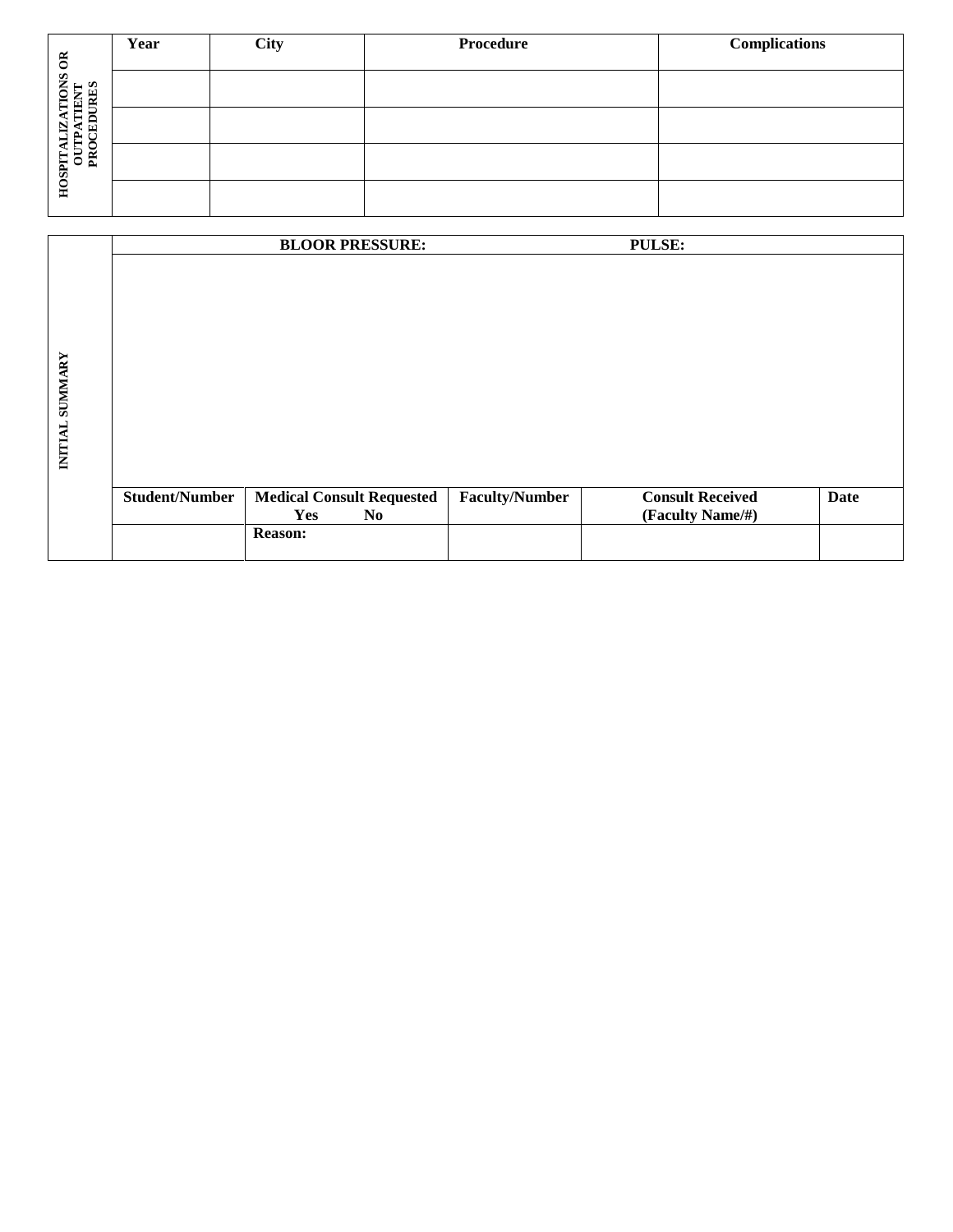| HOSPITALIZATIONS OR OUTPATIENT PROCEDURES | Year | City | Procedure | Complications |
|---|---|---|---|---|
| | | | | |
| | | | | |
| | | | | |
| | | | | |

| INITIAL SUMMARY | | | | | |
|---|---|---|---|---|---|
| | **BLOOR PRESSURE:** | | | **PULSE:** | |
| | | | | | |
| | **Student/Number** | **Medical Consult Requested** Yes No | **Faculty/Number** | **Consult Received (Faculty Name/#)** | **Date** |
| | | **Reason:** | | | |